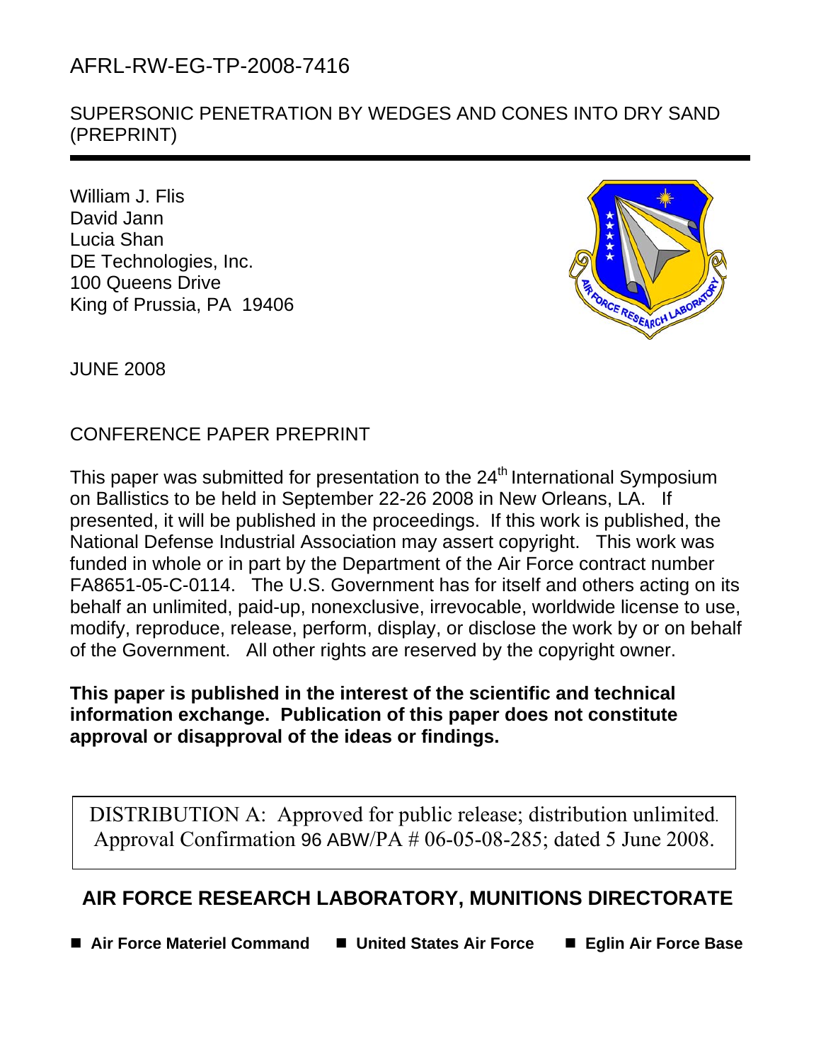# AFRL-RW-EG-TP-2008-7416

## SUPERSONIC PENETRATION BY WEDGES AND CONES INTO DRY SAND (PREPRINT)

William J. Flis
David Jann
Lucia Shan
DE Technologies, Inc.
100 Queens Drive
King of Prussia, PA 19406

JUNE 2008

CONFERENCE PAPER PREPRINT

This paper was submitted for presentation to the 24th International Symposium on Ballistics to be held in September 22-26 2008 in New Orleans, LA. If presented, it will be published in the proceedings. If this work is published, the National Defense Industrial Association may assert copyright. This work was funded in whole or in part by the Department of the Air Force contract number FA8651-05-C-0114. The U.S. Government has for itself and others acting on its behalf an unlimited, paid-up, nonexclusive, irrevocable, worldwide license to use, modify, reproduce, release, perform, display, or disclose the work by or on behalf of the Government. All other rights are reserved by the copyright owner.

**This paper is published in the interest of the scientific and technical information exchange. Publication of this paper does not constitute approval or disapproval of the ideas or findings.**

DISTRIBUTION A: Approved for public release; distribution unlimited. Approval Confirmation 96 ABW/PA # 06-05-08-285; dated 5 June 2008.

**AIR FORCE RESEARCH LABORATORY, MUNITIONS DIRECTORATE**

- **Air Force Materiel Command**
- **United States Air Force**
- **Eglin Air Force Base**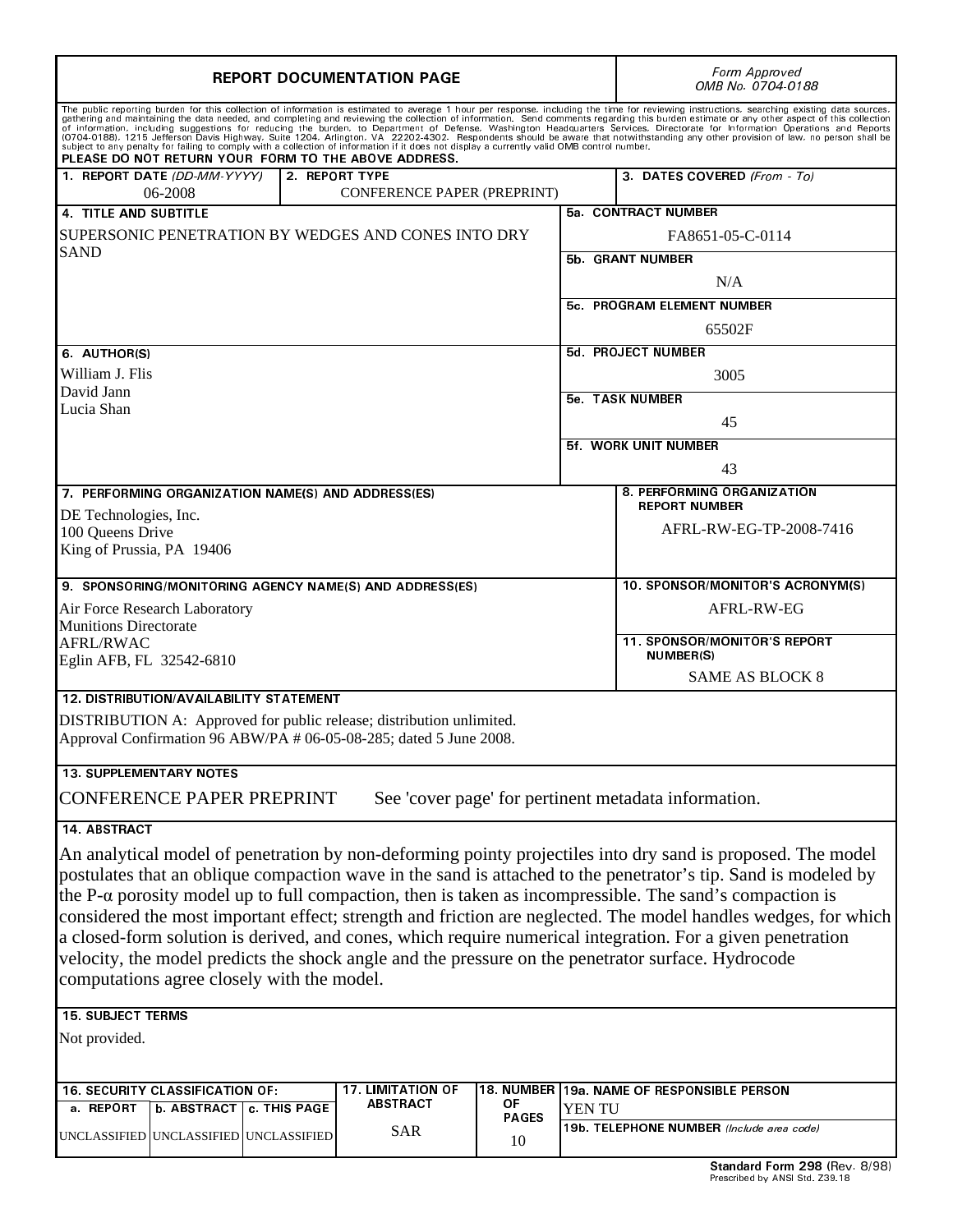# REPORT DOCUMENTATION PAGE

*Form Approved*
*OMB No. 0704-0188*

The public reporting burden for this collection of information is estimated to average 1 hour per response, including the time for reviewing instructions, searching existing data sources, gathering and maintaining the data needed, and completing and reviewing the collection of information. Send comments regarding this burden estimate or any other aspect of this collection of information, including suggestions for reducing the burden, to Department of Defense, Washington Headquarters Services, Directorate for Information Operations and Reports (0704-0188), 1215 Jefferson Davis Highway, Suite 1204, Arlington, VA 22202-4302. Respondents should be aware that notwithstanding any other provision of law, no person shall be subject to any penalty for failing to comply with a collection of information if it does not display a currently valid OMB control number.

**PLEASE DO NOT RETURN YOUR FORM TO THE ABOVE ADDRESS.**

| 1. REPORT DATE *(DD-MM-YYYY)* | 2. REPORT TYPE | 3. DATES COVERED *(From - To)* |
|---|---|---|
| 06-2008 | CONFERENCE PAPER (PREPRINT) | |

**4. TITLE AND SUBTITLE**
SUPERSONIC PENETRATION BY WEDGES AND CONES INTO DRY SAND

**5a. CONTRACT NUMBER**
FA8651-05-C-0114

**5b. GRANT NUMBER**
N/A

**5c. PROGRAM ELEMENT NUMBER**
65502F

**5d. PROJECT NUMBER**
3005

**5e. TASK NUMBER**
45

**5f. WORK UNIT NUMBER**
43

**6. AUTHOR(S)**
William J. Flis
David Jann
Lucia Shan

**7. PERFORMING ORGANIZATION NAME(S) AND ADDRESS(ES)**
DE Technologies, Inc.
100 Queens Drive
King of Prussia, PA 19406

**8. PERFORMING ORGANIZATION REPORT NUMBER**
AFRL-RW-EG-TP-2008-7416

**9. SPONSORING/MONITORING AGENCY NAME(S) AND ADDRESS(ES)**
Air Force Research Laboratory
Munitions Directorate
AFRL/RWAC
Eglin AFB, FL 32542-6810

**10. SPONSOR/MONITOR'S ACRONYM(S)**
AFRL-RW-EG

**11. SPONSOR/MONITOR'S REPORT NUMBER(S)**
SAME AS BLOCK 8

**12. DISTRIBUTION/AVAILABILITY STATEMENT**
DISTRIBUTION A: Approved for public release; distribution unlimited.
Approval Confirmation 96 ABW/PA # 06-05-08-285; dated 5 June 2008.

**13. SUPPLEMENTARY NOTES**
CONFERENCE PAPER PREPRINT See 'cover page' for pertinent metadata information.

**14. ABSTRACT**
An analytical model of penetration by non-deforming pointy projectiles into dry sand is proposed. The model postulates that an oblique compaction wave in the sand is attached to the penetrator's tip. Sand is modeled by the P-$\alpha$ porosity model up to full compaction, then is taken as incompressible. The sand's compaction is considered the most important effect; strength and friction are neglected. The model handles wedges, for which a closed-form solution is derived, and cones, which require numerical integration. For a given penetration velocity, the model predicts the shock angle and the pressure on the penetrator surface. Hydrocode computations agree closely with the model.

**15. SUBJECT TERMS**
Not provided.

| 16. SECURITY CLASSIFICATION OF: | | | 17. LIMITATION OF ABSTRACT | 18. NUMBER OF PAGES | 19a. NAME OF RESPONSIBLE PERSON |
|---|---|---|---|---|---|
| a. REPORT | b. ABSTRACT | c. THIS PAGE | | | YEN TU |
| UNCLASSIFIED | UNCLASSIFIED | UNCLASSIFIED | SAR | 10 | 19b. TELEPHONE NUMBER *(Include area code)* |

**Standard Form 298** (Rev. 8/98)
Prescribed by ANSI Std. Z39.18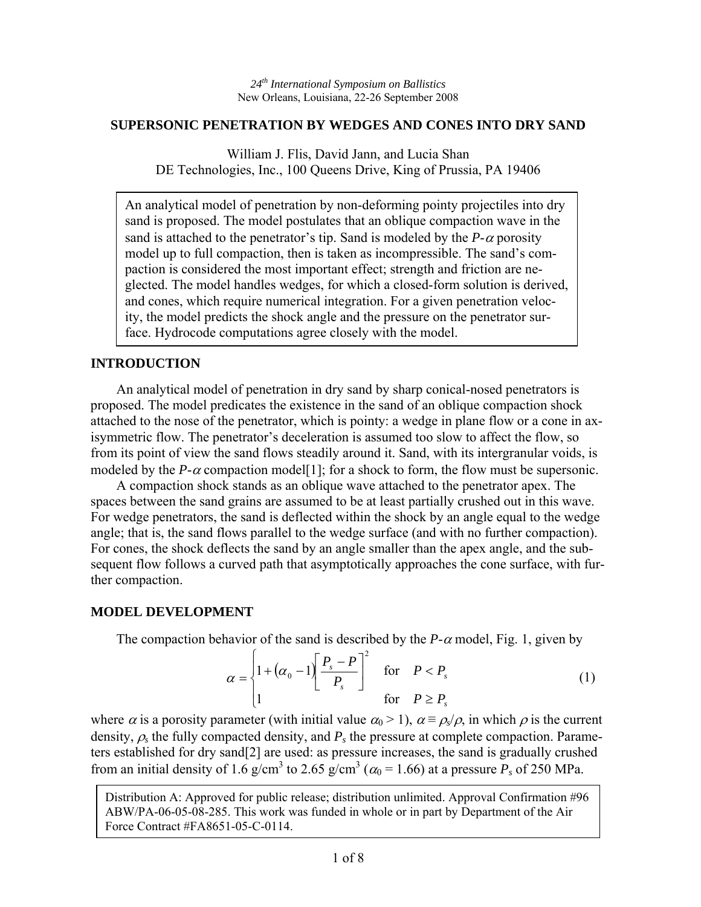*24th International Symposium on Ballistics*
New Orleans, Louisiana, 22-26 September 2008

## SUPERSONIC PENETRATION BY WEDGES AND CONES INTO DRY SAND

William J. Flis, David Jann, and Lucia Shan
DE Technologies, Inc., 100 Queens Drive, King of Prussia, PA 19406

An analytical model of penetration by non-deforming pointy projectiles into dry sand is proposed. The model postulates that an oblique compaction wave in the sand is attached to the penetrator's tip. Sand is modeled by the $P$-$\alpha$ porosity model up to full compaction, then is taken as incompressible. The sand's compaction is considered the most important effect; strength and friction are neglected. The model handles wedges, for which a closed-form solution is derived, and cones, which require numerical integration. For a given penetration velocity, the model predicts the shock angle and the pressure on the penetrator surface. Hydrocode computations agree closely with the model.

### INTRODUCTION

An analytical model of penetration in dry sand by sharp conical-nosed penetrators is proposed. The model predicates the existence in the sand of an oblique compaction shock attached to the nose of the penetrator, which is pointy: a wedge in plane flow or a cone in axisymmetric flow. The penetrator's deceleration is assumed too slow to affect the flow, so from its point of view the sand flows steadily around it. Sand, with its intergranular voids, is modeled by the $P$-$\alpha$ compaction model[1]; for a shock to form, the flow must be supersonic.

A compaction shock stands as an oblique wave attached to the penetrator apex. The spaces between the sand grains are assumed to be at least partially crushed out in this wave. For wedge penetrators, the sand is deflected within the shock by an angle equal to the wedge angle; that is, the sand flows parallel to the wedge surface (and with no further compaction). For cones, the shock deflects the sand by an angle smaller than the apex angle, and the subsequent flow follows a curved path that asymptotically approaches the cone surface, with further compaction.

### MODEL DEVELOPMENT

The compaction behavior of the sand is described by the $P$-$\alpha$ model, Fig. 1, given by

$$\alpha = \begin{cases} 1 + (\alpha_0 - 1)\left[\dfrac{P_s - P}{P_s}\right]^2 & \text{for} \quad P < P_s \\ 1 & \text{for} \quad P \geq P_s \end{cases} \tag{1}$$

where $\alpha$ is a porosity parameter (with initial value $\alpha_0 > 1$), $\alpha \equiv \rho_s/\rho$, in which $\rho$ is the current density, $\rho_s$ the fully compacted density, and $P_s$ the pressure at complete compaction. Parameters established for dry sand[2] are used: as pressure increases, the sand is gradually crushed from an initial density of 1.6 g/cm$^3$ to 2.65 g/cm$^3$ ($\alpha_0$ = 1.66) at a pressure $P_s$ of 250 MPa.

Distribution A: Approved for public release; distribution unlimited. Approval Confirmation #96 ABW/PA-06-05-08-285. This work was funded in whole or in part by Department of the Air Force Contract #FA8651-05-C-0114.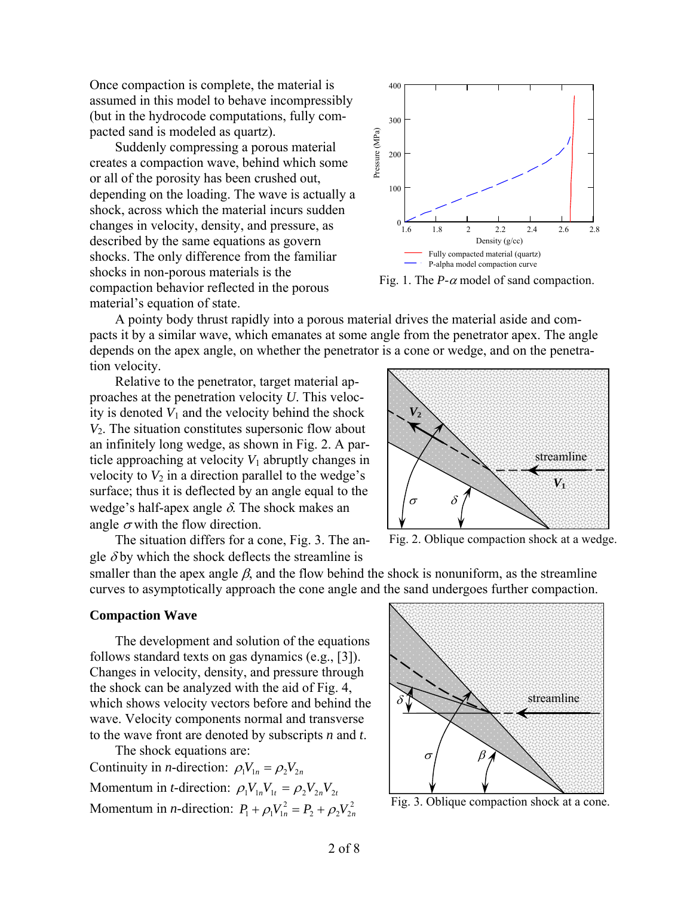Once compaction is complete, the material is assumed in this model to behave incompressibly (but in the hydrocode computations, fully compacted sand is modeled as quartz).

Suddenly compressing a porous material creates a compaction wave, behind which some or all of the porosity has been crushed out, depending on the loading. The wave is actually a shock, across which the material incurs sudden changes in velocity, density, and pressure, as described by the same equations as govern shocks. The only difference from the familiar shocks in non-porous materials is the compaction behavior reflected in the porous material's equation of state.

Fig. 1. The $P$-$\alpha$ model of sand compaction.

A pointy body thrust rapidly into a porous material drives the material aside and compacts it by a similar wave, which emanates at some angle from the penetrator apex. The angle depends on the apex angle, on whether the penetrator is a cone or wedge, and on the penetration velocity.

Relative to the penetrator, target material approaches at the penetration velocity $U$. This velocity is denoted $V_1$ and the velocity behind the shock $V_2$. The situation constitutes supersonic flow about an infinitely long wedge, as shown in Fig. 2. A particle approaching at velocity $V_1$ abruptly changes in velocity to $V_2$ in a direction parallel to the wedge's surface; thus it is deflected by an angle equal to the wedge's half-apex angle $\delta$. The shock makes an angle $\sigma$ with the flow direction.

Fig. 2. Oblique compaction shock at a wedge.

The situation differs for a cone, Fig. 3. The angle $\delta$ by which the shock deflects the streamline is smaller than the apex angle $\beta$, and the flow behind the shock is nonuniform, as the streamline curves to asymptotically approach the cone angle and the sand undergoes further compaction.

## Compaction Wave

The development and solution of the equations follows standard texts on gas dynamics (e.g., [3]). Changes in velocity, density, and pressure through the shock can be analyzed with the aid of Fig. 4, which shows velocity vectors before and behind the wave. Velocity components normal and transverse to the wave front are denoted by subscripts $n$ and $t$.

Fig. 3. Oblique compaction shock at a cone.

The shock equations are:

Continuity in $n$-direction: $\rho_1 V_{1n} = \rho_2 V_{2n}$

Momentum in $t$-direction: $\rho_1 V_{1n} V_{1t} = \rho_2 V_{2n} V_{2t}$

Momentum in $n$-direction: $P_1 + \rho_1 V_{1n}^2 = P_2 + \rho_2 V_{2n}^2$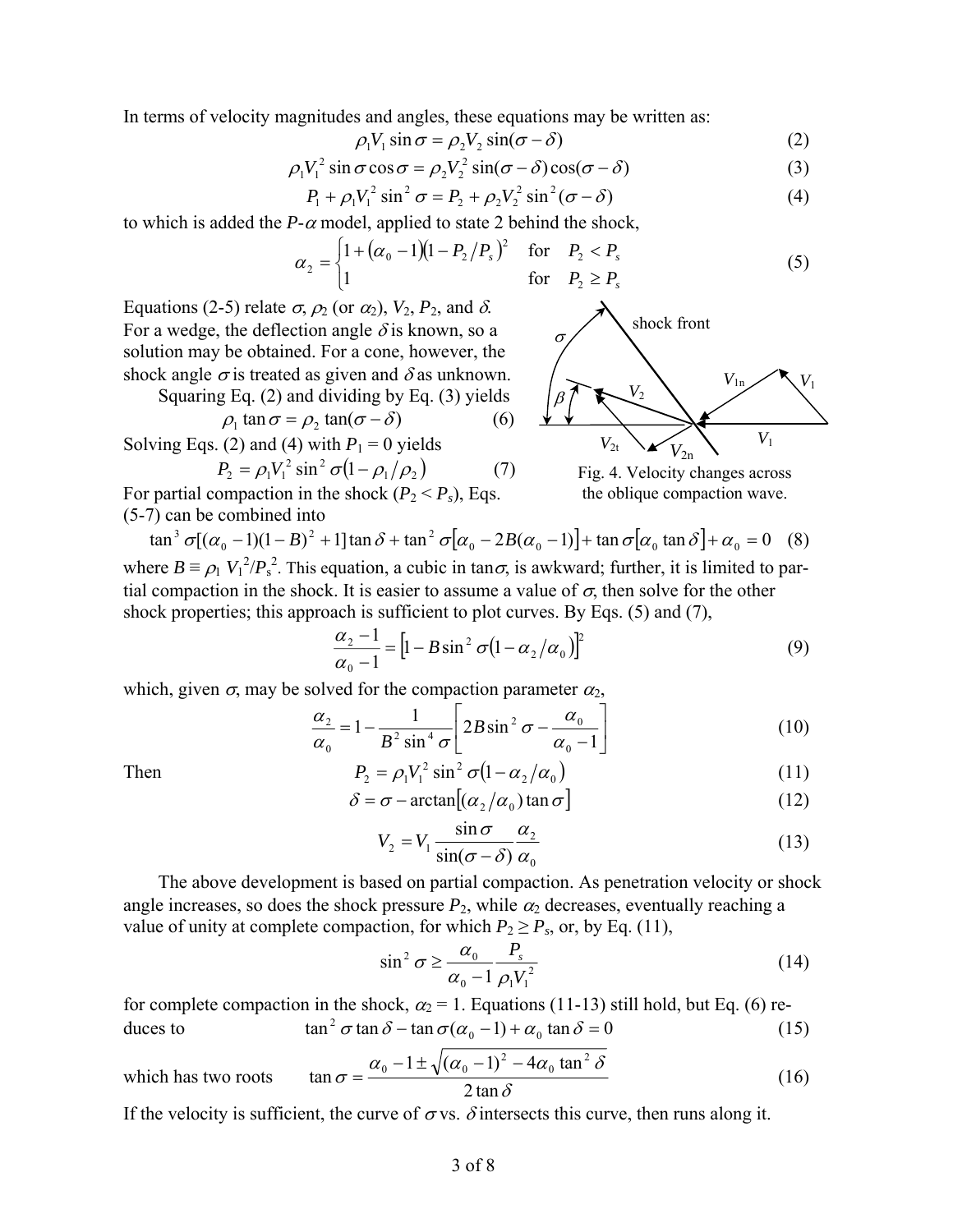In terms of velocity magnitudes and angles, these equations may be written as:

$$\rho_1 V_1 \sin\sigma = \rho_2 V_2 \sin(\sigma - \delta) \tag{2}$$

$$\rho_1 V_1^2 \sin\sigma \cos\sigma = \rho_2 V_2^2 \sin(\sigma-\delta)\cos(\sigma-\delta) \tag{3}$$

$$P_1 + \rho_1 V_1^2 \sin^2\sigma = P_2 + \rho_2 V_2^2 \sin^2(\sigma-\delta) \tag{4}$$

to which is added the $P$-$\alpha$ model, applied to state 2 behind the shock,

$$\alpha_2 = \begin{cases} 1 + (\alpha_0 - 1)(1 - P_2/P_s)^2 & \text{for} \quad P_2 < P_s \\ 1 & \text{for} \quad P_2 \geq P_s \end{cases} \tag{5}$$

Equations (2-5) relate $\sigma$, $\rho_2$ (or $\alpha_2$), $V_2$, $P_2$, and $\delta$. For a wedge, the deflection angle $\delta$ is known, so a solution may be obtained. For a cone, however, the shock angle $\sigma$ is treated as given and $\delta$ as unknown.

Squaring Eq. (2) and dividing by Eq. (3) yields

$$\rho_1 \tan\sigma = \rho_2 \tan(\sigma-\delta) \tag{6}$$

Solving Eqs. (2) and (4) with $P_1 = 0$ yields

$$P_2 = \rho_1 V_1^2 \sin^2\sigma (1 - \rho_1/\rho_2) \tag{7}$$

Fig. 4. Velocity changes across the oblique compaction wave.

For partial compaction in the shock ($P_2 < P_s$), Eqs. (5-7) can be combined into

$$\tan^3\sigma[(\alpha_0 - 1)(1-B)^2 + 1]\tan\delta + \tan^2\sigma[\alpha_0 - 2B(\alpha_0 - 1)] + \tan\sigma[\alpha_0 \tan\delta] + \alpha_0 = 0 \tag{8}$$

where $B \equiv \rho_1 V_1^2/P_s^2$. This equation, a cubic in $\tan\sigma$, is awkward; further, it is limited to partial compaction in the shock. It is easier to assume a value of $\sigma$, then solve for the other shock properties; this approach is sufficient to plot curves. By Eqs. (5) and (7),

$$\frac{\alpha_2 - 1}{\alpha_0 - 1} = \left[1 - B\sin^2\sigma(1 - \alpha_2/\alpha_0)\right]^2 \tag{9}$$

which, given $\sigma$, may be solved for the compaction parameter $\alpha_2$,

$$\frac{\alpha_2}{\alpha_0} = 1 - \frac{1}{B^2 \sin^4\sigma}\left[2B\sin^2\sigma - \frac{\alpha_0}{\alpha_0 - 1}\right] \tag{10}$$

Then

$$P_2 = \rho_1 V_1^2 \sin^2\sigma(1 - \alpha_2/\alpha_0) \tag{11}$$

$$\delta = \sigma - \arctan\left[(\alpha_2/\alpha_0)\tan\sigma\right] \tag{12}$$

$$V_2 = V_1 \frac{\sin\sigma}{\sin(\sigma-\delta)}\frac{\alpha_2}{\alpha_0} \tag{13}$$

The above development is based on partial compaction. As penetration velocity or shock angle increases, so does the shock pressure $P_2$, while $\alpha_2$ decreases, eventually reaching a value of unity at complete compaction, for which $P_2 \geq P_s$, or, by Eq. (11),

$$\sin^2\sigma \geq \frac{\alpha_0}{\alpha_0 - 1}\frac{P_s}{\rho_1 V_1^2} \tag{14}$$

for complete compaction in the shock, $\alpha_2 = 1$. Equations (11-13) still hold, but Eq. (6) reduces to

$$\tan^2\sigma\tan\delta - \tan\sigma(\alpha_0 - 1) + \alpha_0 \tan\delta = 0 \tag{15}$$

which has two roots

$$\tan\sigma = \frac{\alpha_0 - 1 \pm \sqrt{(\alpha_0 - 1)^2 - 4\alpha_0 \tan^2\delta}}{2\tan\delta} \tag{16}$$

If the velocity is sufficient, the curve of $\sigma$ vs. $\delta$ intersects this curve, then runs along it.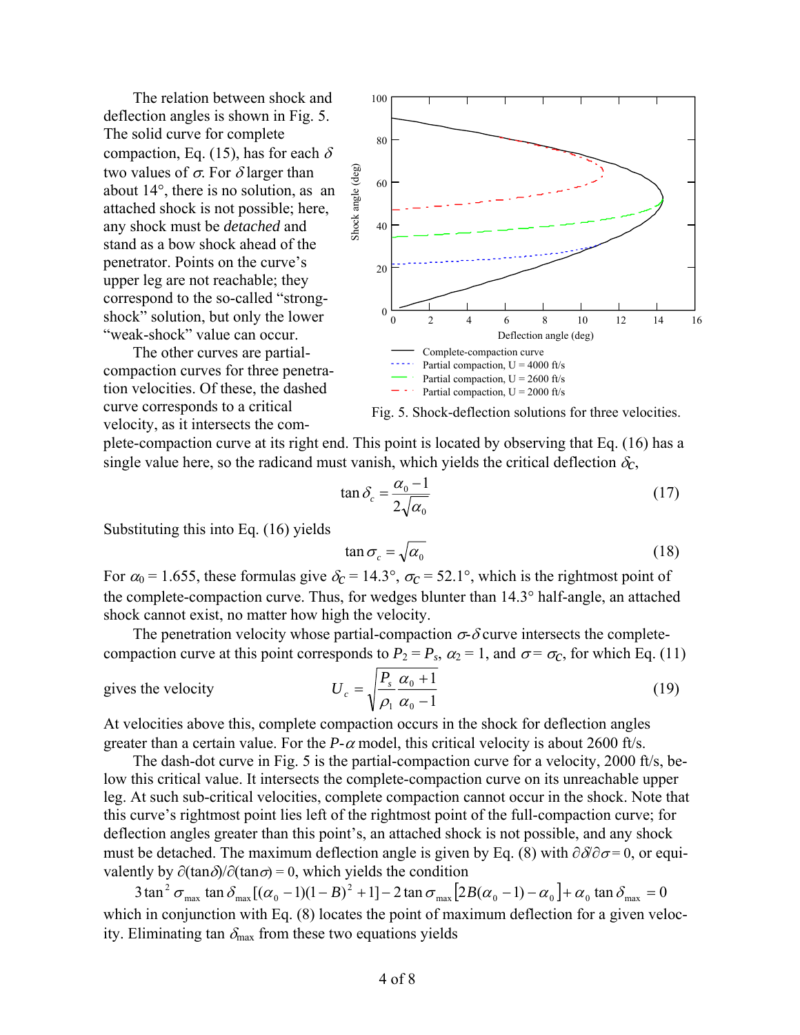The relation between shock and deflection angles is shown in Fig. 5. The solid curve for complete compaction, Eq. (15), has for each $\delta$ two values of $\sigma$. For $\delta$ larger than about 14°, there is no solution, as an attached shock is not possible; here, any shock must be *detached* and stand as a bow shock ahead of the penetrator. Points on the curve's upper leg are not reachable; they correspond to the so-called "strong-shock" solution, but only the lower "weak-shock" value can occur.

The other curves are partial-compaction curves for three penetration velocities. Of these, the dashed curve corresponds to a critical velocity, as it intersects the complete-compaction curve at its right end. This point is located by observing that Eq. (16) has a single value here, so the radicand must vanish, which yields the critical deflection $\delta_C$,

Fig. 5. Shock-deflection solutions for three velocities.

$$\tan \delta_c = \frac{\alpha_0 - 1}{2\sqrt{\alpha_0}} \tag{17}$$

Substituting this into Eq. (16) yields

$$\tan \sigma_c = \sqrt{\alpha_0} \tag{18}$$

For $\alpha_0 = 1.655$, these formulas give $\delta_C = 14.3°$, $\sigma_C = 52.1°$, which is the rightmost point of the complete-compaction curve. Thus, for wedges blunter than 14.3° half-angle, an attached shock cannot exist, no matter how high the velocity.

The penetration velocity whose partial-compaction $\sigma$-$\delta$ curve intersects the complete-compaction curve at this point corresponds to $P_2 = P_s$, $\alpha_2 = 1$, and $\sigma = \sigma_C$, for which Eq. (11) gives the velocity

$$U_c = \sqrt{\frac{P_s}{\rho_1} \frac{\alpha_0 + 1}{\alpha_0 - 1}} \tag{19}$$

At velocities above this, complete compaction occurs in the shock for deflection angles greater than a certain value. For the $P$-$\alpha$ model, this critical velocity is about 2600 ft/s.

The dash-dot curve in Fig. 5 is the partial-compaction curve for a velocity, 2000 ft/s, below this critical value. It intersects the complete-compaction curve on its unreachable upper leg. At such sub-critical velocities, complete compaction cannot occur in the shock. Note that this curve's rightmost point lies left of the rightmost point of the full-compaction curve; for deflection angles greater than this point's, an attached shock is not possible, and any shock must be detached. The maximum deflection angle is given by Eq. (8) with $\partial\delta/\partial\sigma = 0$, or equivalently by $\partial(\tan\delta)/\partial(\tan\sigma) = 0$, which yields the condition

$$3\tan^2 \sigma_{\max} \tan \delta_{\max} [(\alpha_0 - 1)(1 - B)^2 + 1] - 2\tan \sigma_{\max} [2B(\alpha_0 - 1) - \alpha_0] + \alpha_0 \tan \delta_{\max} = 0$$

which in conjunction with Eq. (8) locates the point of maximum deflection for a given velocity. Eliminating $\tan \delta_{\max}$ from these two equations yields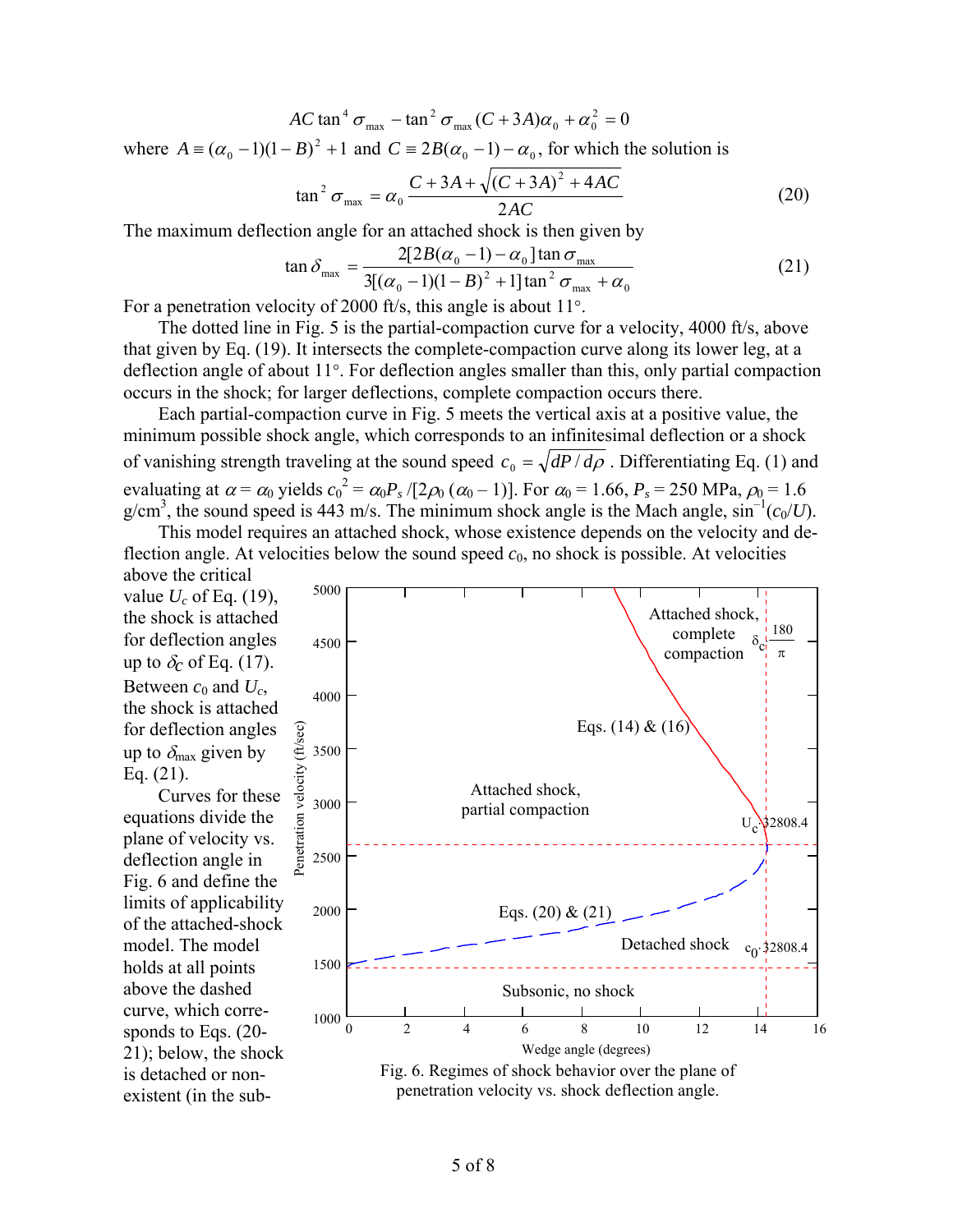$$AC\tan^4\sigma_{\max} - \tan^2\sigma_{\max}(C+3A)\alpha_0 + \alpha_0^2 = 0$$

where $A \equiv (\alpha_0 - 1)(1-B)^2 + 1$ and $C \equiv 2B(\alpha_0 - 1) - \alpha_0$, for which the solution is

$$\tan^2\sigma_{\max} = \alpha_0 \frac{C + 3A + \sqrt{(C+3A)^2 + 4AC}}{2AC} \tag{20}$$

The maximum deflection angle for an attached shock is then given by

$$\tan\delta_{\max} = \frac{2[2B(\alpha_0 - 1) - \alpha_0]\tan\sigma_{\max}}{3[(\alpha_0 - 1)(1-B)^2 + 1]\tan^2\sigma_{\max} + \alpha_0} \tag{21}$$

For a penetration velocity of 2000 ft/s, this angle is about 11°.

The dotted line in Fig. 5 is the partial-compaction curve for a velocity, 4000 ft/s, above that given by Eq. (19). It intersects the complete-compaction curve along its lower leg, at a deflection angle of about 11°. For deflection angles smaller than this, only partial compaction occurs in the shock; for larger deflections, complete compaction occurs there.

Each partial-compaction curve in Fig. 5 meets the vertical axis at a positive value, the minimum possible shock angle, which corresponds to an infinitesimal deflection or a shock of vanishing strength traveling at the sound speed $c_0 = \sqrt{dP/d\rho}$. Differentiating Eq. (1) and evaluating at $\alpha = \alpha_0$ yields $c_0^2 = \alpha_0 P_s / [2\rho_0(\alpha_0 - 1)]$. For $\alpha_0 = 1.66$, $P_s = 250$ MPa, $\rho_0 = 1.6$ g/cm$^3$, the sound speed is 443 m/s. The minimum shock angle is the Mach angle, $\sin^{-1}(c_0/U)$.

This model requires an attached shock, whose existence depends on the velocity and deflection angle. At velocities below the sound speed $c_0$, no shock is possible. At velocities above the critical value $U_c$ of Eq. (19), the shock is attached for deflection angles up to $\delta_C$ of Eq. (17). Between $c_0$ and $U_c$, the shock is attached for deflection angles up to $\delta_{\max}$ given by Eq. (21).

Curves for these equations divide the plane of velocity vs. deflection angle in Fig. 6 and define the limits of applicability of the attached-shock model. The model holds at all points above the dashed curve, which corresponds to Eqs. (20-21); below, the shock is detached or non-existent (in the sub-

Fig. 6. Regimes of shock behavior over the plane of penetration velocity vs. shock deflection angle.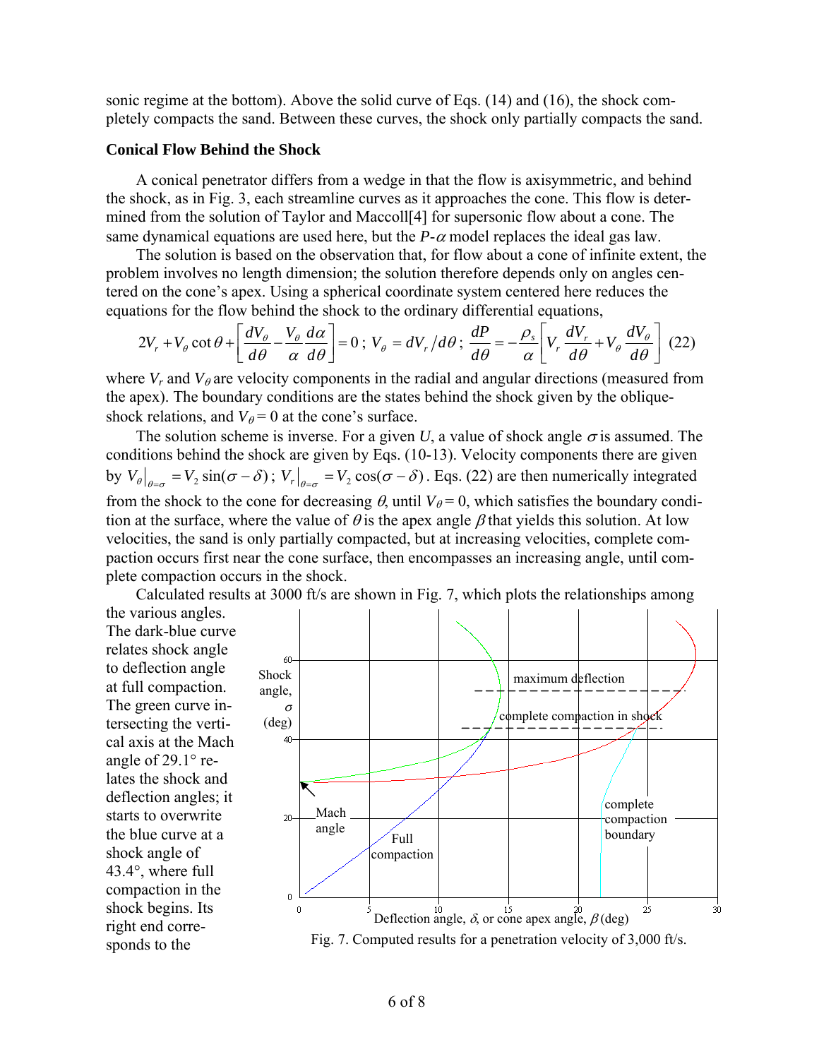sonic regime at the bottom). Above the solid curve of Eqs. (14) and (16), the shock completely compacts the sand. Between these curves, the shock only partially compacts the sand.

**Conical Flow Behind the Shock**

A conical penetrator differs from a wedge in that the flow is axisymmetric, and behind the shock, as in Fig. 3, each streamline curves as it approaches the cone. This flow is determined from the solution of Taylor and Maccoll[4] for supersonic flow about a cone. The same dynamical equations are used here, but the $P$-$\alpha$ model replaces the ideal gas law.

The solution is based on the observation that, for flow about a cone of infinite extent, the problem involves no length dimension; the solution therefore depends only on angles centered on the cone's apex. Using a spherical coordinate system centered here reduces the equations for the flow behind the shock to the ordinary differential equations,

$$2V_r + V_\theta \cot\theta + \left[\frac{dV_\theta}{d\theta} - \frac{V_\theta}{\alpha}\frac{d\alpha}{d\theta}\right] = 0\,;\; V_\theta = dV_r/d\theta\,;\; \frac{dP}{d\theta} = -\frac{\rho_s}{\alpha}\left[V_r\frac{dV_r}{d\theta} + V_\theta\frac{dV_\theta}{d\theta}\right] \quad (22)$$

where $V_r$ and $V_\theta$ are velocity components in the radial and angular directions (measured from the apex). The boundary conditions are the states behind the shock given by the oblique-shock relations, and $V_\theta = 0$ at the cone's surface.

The solution scheme is inverse. For a given $U$, a value of shock angle $\sigma$ is assumed. The conditions behind the shock are given by Eqs. (10-13). Velocity components there are given by $V_\theta\big|_{\theta=\sigma} = V_2 \sin(\sigma - \delta)$; $V_r\big|_{\theta=\sigma} = V_2 \cos(\sigma - \delta)$. Eqs. (22) are then numerically integrated from the shock to the cone for decreasing $\theta$, until $V_\theta = 0$, which satisfies the boundary condition at the surface, where the value of $\theta$ is the apex angle $\beta$ that yields this solution. At low velocities, the sand is only partially compacted, but at increasing velocities, complete compaction occurs first near the cone surface, then encompasses an increasing angle, until complete compaction occurs in the shock.

Calculated results at 3000 ft/s are shown in Fig. 7, which plots the relationships among the various angles. The dark-blue curve relates shock angle to deflection angle at full compaction. The green curve intersecting the vertical axis at the Mach angle of 29.1° relates the shock and deflection angles; it starts to overwrite the blue curve at a shock angle of 43.4°, where full compaction in the shock begins. Its right end corresponds to the

Fig. 7. Computed results for a penetration velocity of 3,000 ft/s.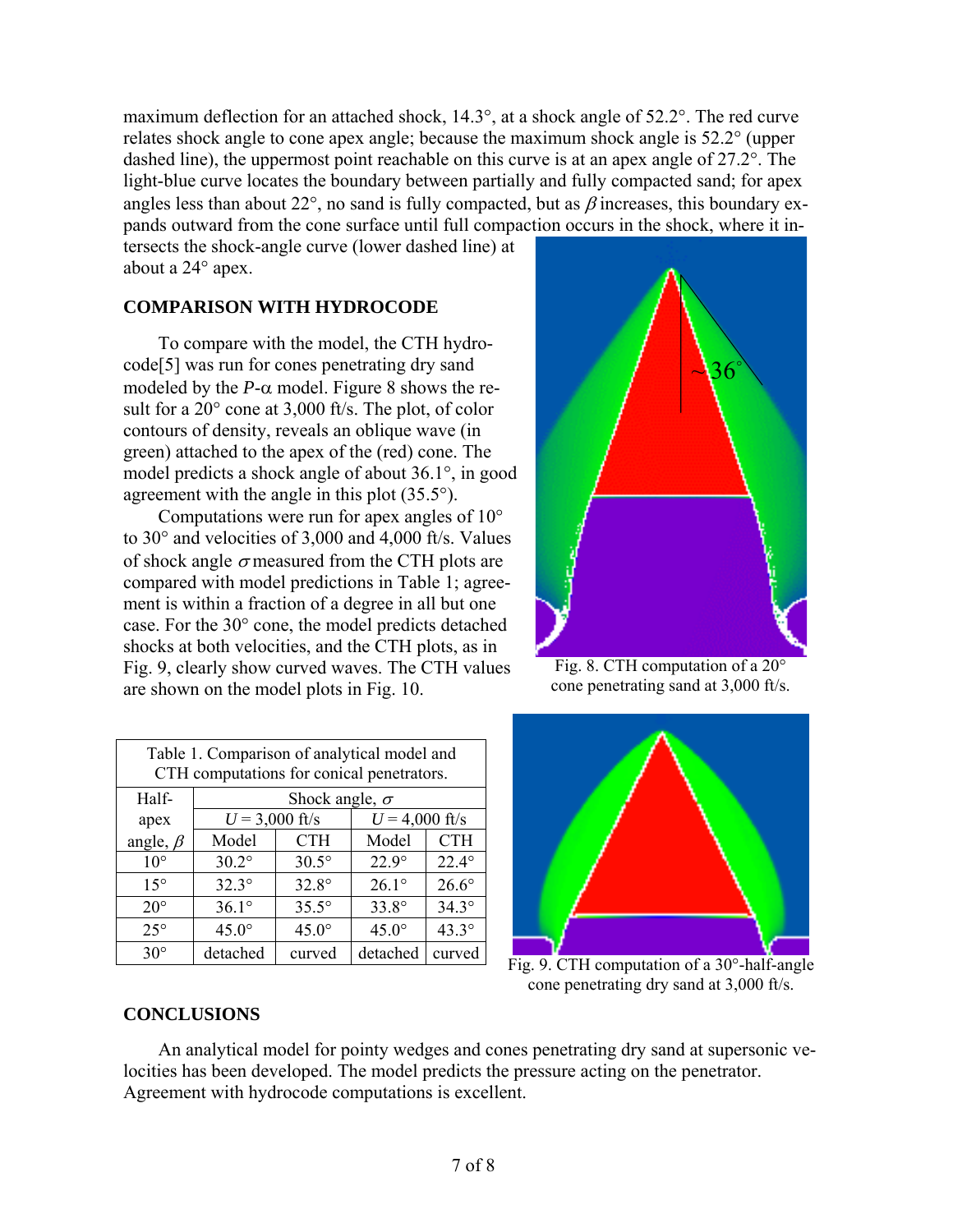maximum deflection for an attached shock, 14.3°, at a shock angle of 52.2°. The red curve relates shock angle to cone apex angle; because the maximum shock angle is 52.2° (upper dashed line), the uppermost point reachable on this curve is at an apex angle of 27.2°. The light-blue curve locates the boundary between partially and fully compacted sand; for apex angles less than about 22°, no sand is fully compacted, but as $\beta$ increases, this boundary expands outward from the cone surface until full compaction occurs in the shock, where it intersects the shock-angle curve (lower dashed line) at about a 24° apex.

## COMPARISON WITH HYDROCODE

To compare with the model, the CTH hydrocode[5] was run for cones penetrating dry sand modeled by the $P$-$\alpha$ model. Figure 8 shows the result for a 20° cone at 3,000 ft/s. The plot, of color contours of density, reveals an oblique wave (in green) attached to the apex of the (red) cone. The model predicts a shock angle of about 36.1°, in good agreement with the angle in this plot (35.5°).

Computations were run for apex angles of 10° to 30° and velocities of 3,000 and 4,000 ft/s. Values of shock angle $\sigma$ measured from the CTH plots are compared with model predictions in Table 1; agreement is within a fraction of a degree in all but one case. For the 30° cone, the model predicts detached shocks at both velocities, and the CTH plots, as in Fig. 9, clearly show curved waves. The CTH values are shown on the model plots in Fig. 10.

Fig. 8. CTH computation of a 20° cone penetrating sand at 3,000 ft/s.

Table 1. Comparison of analytical model and CTH computations for conical penetrators.

| Half-apex angle, $\beta$ | Shock angle, $\sigma$ | | | |
|---|---|---|---|---|
| | $U$ = 3,000 ft/s | | $U$ = 4,000 ft/s | |
| | Model | CTH | Model | CTH |
| 10° | 30.2° | 30.5° | 22.9° | 22.4° |
| 15° | 32.3° | 32.8° | 26.1° | 26.6° |
| 20° | 36.1° | 35.5° | 33.8° | 34.3° |
| 25° | 45.0° | 45.0° | 45.0° | 43.3° |
| 30° | detached | curved | detached | curved |

Fig. 9. CTH computation of a 30°-half-angle cone penetrating dry sand at 3,000 ft/s.

## CONCLUSIONS

An analytical model for pointy wedges and cones penetrating dry sand at supersonic velocities has been developed. The model predicts the pressure acting on the penetrator. Agreement with hydrocode computations is excellent.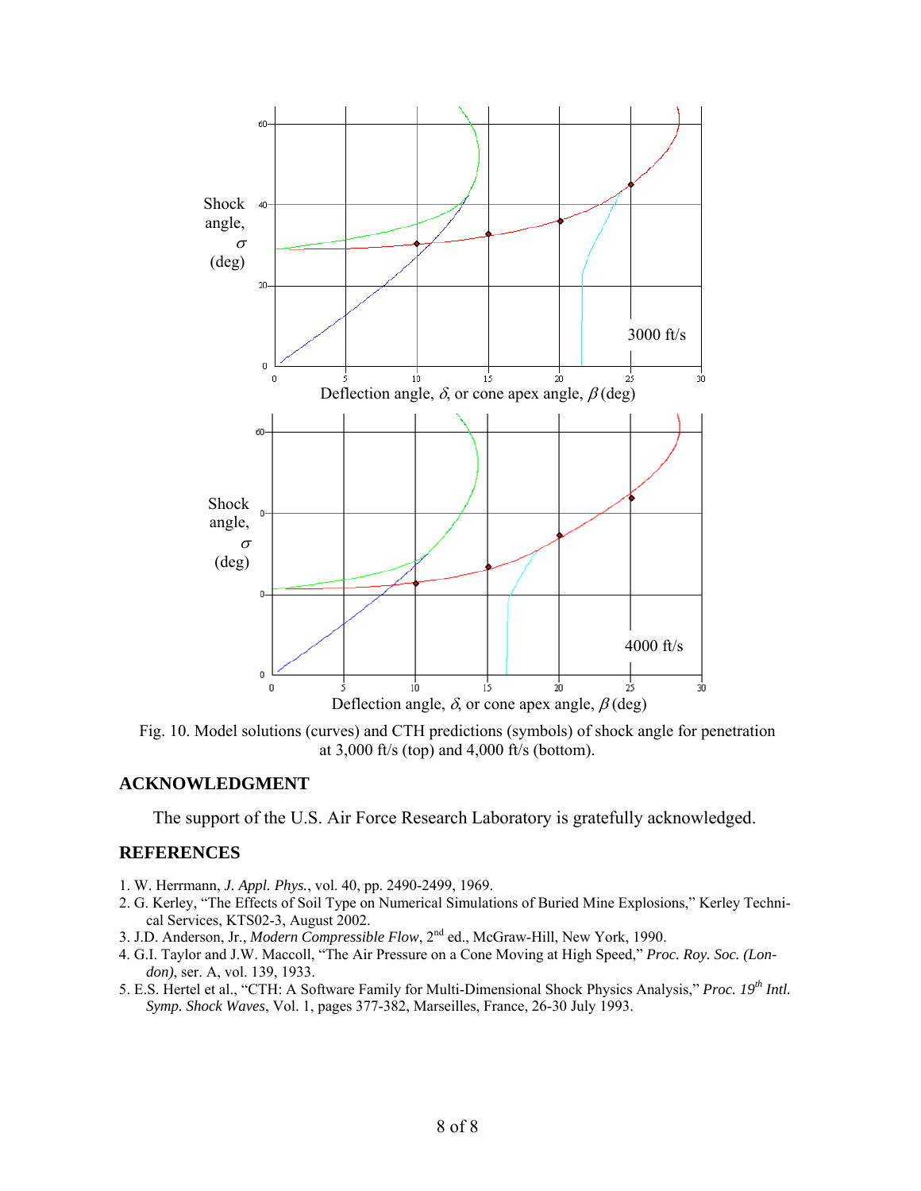Shock angle, $\sigma$ (deg)

60
40
20
0

0 5 10 15 20 25 30

3000 ft/s

Deflection angle, $\delta$, or cone apex angle, $\beta$ (deg)

Shock angle, $\sigma$ (deg)

60
0
0
0

0 5 10 15 20 25 30

4000 ft/s

Deflection angle, $\delta$, or cone apex angle, $\beta$ (deg)

Fig. 10. Model solutions (curves) and CTH predictions (symbols) of shock angle for penetration at 3,000 ft/s (top) and 4,000 ft/s (bottom).

## ACKNOWLEDGMENT

The support of the U.S. Air Force Research Laboratory is gratefully acknowledged.

## REFERENCES

1. W. Herrmann, *J. Appl. Phys.*, vol. 40, pp. 2490-2499, 1969.
2. G. Kerley, "The Effects of Soil Type on Numerical Simulations of Buried Mine Explosions," Kerley Technical Services, KTS02-3, August 2002.
3. J.D. Anderson, Jr., *Modern Compressible Flow*, 2nd ed., McGraw-Hill, New York, 1990.
4. G.I. Taylor and J.W. Maccoll, "The Air Pressure on a Cone Moving at High Speed," *Proc. Roy. Soc. (London)*, ser. A, vol. 139, 1933.
5. E.S. Hertel et al., "CTH: A Software Family for Multi-Dimensional Shock Physics Analysis," *Proc. 19th Intl. Symp. Shock Waves*, Vol. 1, pages 377-382, Marseilles, France, 26-30 July 1993.